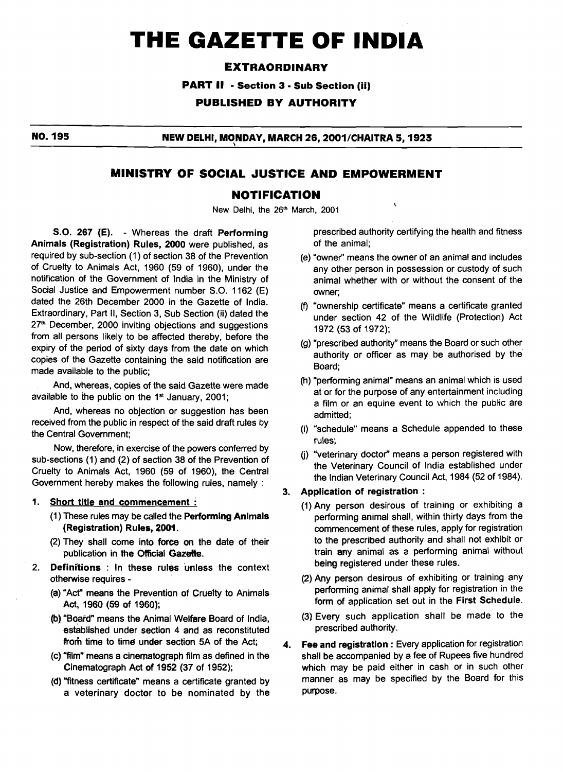# THE GAZETTE OF INDIA

## EXTRAORDINARY

**PART II - Section 3 - Sub Section (ii)**

**PUBLISHED BY AUTHORITY**

**NO. 195** **NEW DELHI, MONDAY, MARCH 26, 2001/CHAITRA 5, 1923**

## MINISTRY OF SOCIAL JUSTICE AND EMPOWERMENT

## NOTIFICATION

New Delhi, the 26th March, 2001

**S.O. 267 (E).** - Whereas the draft **Performing Animals (Registration) Rules, 2000** were published, as required by sub-section (1) of section 38 of the Prevention of Cruelty to Animals Act, 1960 (59 of 1960), under the notification of the Government of India in the Ministry of Social Justice and Empowerment number S.O. 1162 (E) dated the 26th December 2000 in the Gazette of India. Extraordinary, Part II, Section 3, Sub Section (ii) dated the 27th December, 2000 inviting objections and suggestions from all persons likely to be affected thereby, before the expiry of the period of sixty days from the date on which copies of the Gazette containing the said notification are made available to the public;

And, whereas, copies of the said Gazette were made available to the public on the 1st January, 2001;

And, whereas no objection or suggestion has been received from the public in respect of the said draft rules by the Central Government;

Now, therefore, in exercise of the powers conferred by sub-sections (1) and (2) of section 38 of the Prevention of Cruelty to Animals Act, 1960 (59 of 1960), the Central Government hereby makes the following rules, namely :

1. **Short title and commencement :**
   (1) These rules may be called the **Performing Animals (Registration) Rules, 2001**.
   (2) They shall come into force on the date of their publication in the Official Gazette.
2. **Definitions** : In these rules unless the context otherwise requires -
   (a) "Act" means the Prevention of Cruelty to Animals Act, 1960 (59 of 1960);
   (b) "Board" means the Animal Welfare Board of India, established under section 4 and as reconstituted from time to time under section 5A of the Act;
   (c) "film" means a cinematograph film as defined in the Cinematograph Act of 1952 (37 of 1952);
   (d) "fitness certificate" means a certificate granted by a veterinary doctor to be nominated by the prescribed authority certifying the health and fitness of the animal;
   (e) "owner" means the owner of an animal and includes any other person in possession or custody of such animal whether with or without the consent of the owner;
   (f) "ownership certificate" means a certificate granted under section 42 of the Wildlife (Protection) Act 1972 (53 of 1972);
   (g) "prescribed authority" means the Board or such other authority or officer as may be authorised by the Board;
   (h) "performing animal" means an animal which is used at or for the purpose of any entertainment including a film or an equine event to which the public are admitted;
   (i) "schedule" means a Schedule appended to these rules;
   (j) "veterinary doctor" means a person registered with the Veterinary Council of India established under the Indian Veterinary Council Act, 1984 (52 of 1984).
3. **Application of registration :**
   (1) Any person desirous of training or exhibiting a performing animal shall, within thirty days from the commencement of these rules, apply for registration to the prescribed authority and shall not exhibit or train any animal as a performing animal without being registered under these rules.
   (2) Any person desirous of exhibiting or training any performing animal shall apply for registration in the form of application set out in the **First Schedule**.
   (3) Every such application shall be made to the prescribed authority.
4. **Fee and registration :** Every application for registration shall be accompanied by a fee of Rupees five hundred which may be paid either in cash or in such other manner as may be specified by the Board for this purpose.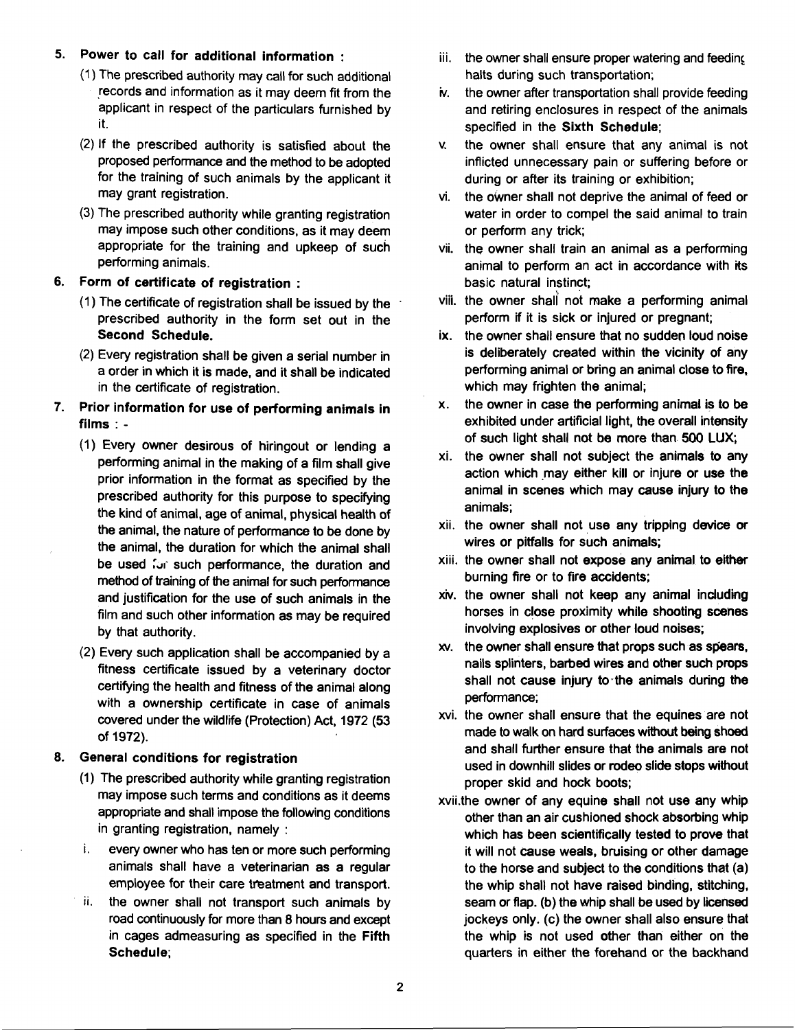**5. Power to call for additional information :**

(1) The prescribed authority may call for such additional records and information as it may deem fit from the applicant in respect of the particulars furnished by it.

(2) If the prescribed authority is satisfied about the proposed performance and the method to be adopted for the training of such animals by the applicant it may grant registration.

(3) The prescribed authority while granting registration may impose such other conditions, as it may deem appropriate for the training and upkeep of such performing animals.

**6. Form of certificate of registration :**

(1) The certificate of registration shall be issued by the prescribed authority in the form set out in the **Second Schedule.**

(2) Every registration shall be given a serial number in a order in which it is made, and it shall be indicated in the certificate of registration.

**7. Prior information for use of performing animals in films : -**

(1) Every owner desirous of hiringout or lending a performing animal in the making of a film shall give prior information in the format as specified by the prescribed authority for this purpose to specifying the kind of animal, age of animal, physical health of the animal, the nature of performance to be done by the animal, the duration for which the animal shall be used for such performance, the duration and method of training of the animal for such performance and justification for the use of such animals in the film and such other information as may be required by that authority.

(2) Every such application shall be accompanied by a fitness certificate issued by a veterinary doctor certifying the health and fitness of the animal along with a ownership certificate in case of animals covered under the wildlife (Protection) Act, 1972 (53 of 1972).

**8. General conditions for registration**

(1) The prescribed authority while granting registration may impose such terms and conditions as it deems appropriate and shall impose the following conditions in granting registration, namely :

i. every owner who has ten or more such performing animals shall have a veterinarian as a regular employee for their care treatment and transport.

ii. the owner shall not transport such animals by road continuously for more than 8 hours and except in cages admeasuring as specified in the **Fifth Schedule**;

iii. the owner shall ensure proper watering and feeding halts during such transportation;

iv. the owner after transportation shall provide feeding and retiring enclosures in respect of the animals specified in the **Sixth Schedule**;

v. the owner shall ensure that any animal is not inflicted unnecessary pain or suffering before or during or after its training or exhibition;

vi. the owner shall not deprive the animal of feed or water in order to compel the said animal to train or perform any trick;

vii. the owner shall train an animal as a performing animal to perform an act in accordance with its basic natural instinct;

viii. the owner shall not make a performing animal perform if it is sick or injured or pregnant;

ix. the owner shall ensure that no sudden loud noise is deliberately created within the vicinity of any performing animal or bring an animal close to fire, which may frighten the animal;

x. the owner in case the performing animal is to be exhibited under artificial light, the overall intensity of such light shall not be more than 500 LUX;

xi. the owner shall not subject the animals to any action which may either kill or injure or use the animal in scenes which may cause injury to the animals;

xii. the owner shall not use any tripping device or wires or pitfalls for such animals;

xiii. the owner shall not expose any animal to either burning fire or to fire accidents;

xiv. the owner shall not keep any animal including horses in close proximity while shooting scenes involving explosives or other loud noises;

xv. the owner shall ensure that props such as spears, nails splinters, barbed wires and other such props shall not cause injury to the animals during the performance;

xvi. the owner shall ensure that the equines are not made to walk on hard surfaces without being shoed and shall further ensure that the animals are not used in downhill slides or rodeo slide stops without proper skid and hock boots;

xvii. the owner of any equine shall not use any whip other than an air cushioned shock absorbing whip which has been scientifically tested to prove that it will not cause weals, bruising or other damage to the horse and subject to the conditions that (a) the whip shall not have raised binding, stitching, seam or flap. (b) the whip shall be used by licensed jockeys only. (c) the owner shall also ensure that the whip is not used other than either on the quarters in either the forehand or the backhand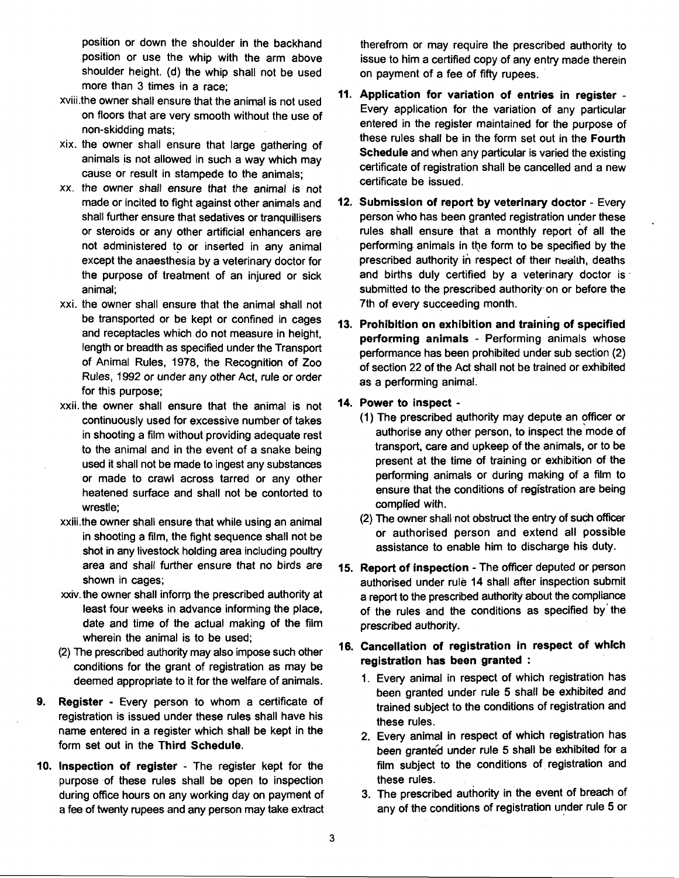position or down the shoulder in the backhand position or use the whip with the arm above shoulder height. (d) the whip shall not be used more than 3 times in a race;

xviii. the owner shall ensure that the animal is not used on floors that are very smooth without the use of non-skidding mats;

xix. the owner shall ensure that large gathering of animals is not allowed in such a way which may cause or result in stampede to the animals;

xx. the owner shall ensure that the animal is not made or incited to fight against other animals and shall further ensure that sedatives or tranquillisers or steroids or any other artificial enhancers are not administered to or inserted in any animal except the anaesthesia by a veterinary doctor for the purpose of treatment of an injured or sick animal;

xxi. the owner shall ensure that the animal shall not be transported or be kept or confined in cages and receptacles which do not measure in height, length or breadth as specified under the Transport of Animal Rules, 1978, the Recognition of Zoo Rules, 1992 or under any other Act, rule or order for this purpose;

xxii. the owner shall ensure that the animal is not continuously used for excessive number of takes in shooting a film without providing adequate rest to the animal and in the event of a snake being used it shall not be made to ingest any substances or made to crawl across tarred or any other heatened surface and shall not be contorted to wrestle;

xxiii. the owner shall ensure that while using an animal in shooting a film, the fight sequence shall not be shot in any livestock holding area including poultry area and shall further ensure that no birds are shown in cages;

xxiv. the owner shall inform the prescribed authority at least four weeks in advance informing the place, date and time of the actual making of the film wherein the animal is to be used;

(2) The prescribed authority may also impose such other conditions for the grant of registration as may be deemed appropriate to it for the welfare of animals.

**9. Register** - Every person to whom a certificate of registration is issued under these rules shall have his name entered in a register which shall be kept in the form set out in the **Third Schedule**.

**10. Inspection of register** - The register kept for the purpose of these rules shall be open to inspection during office hours on any working day on payment of a fee of twenty rupees and any person may take extract therefrom or may require the prescribed authority to issue to him a certified copy of any entry made therein on payment of a fee of fifty rupees.

**11. Application for variation of entries in register** - Every application for the variation of any particular entered in the register maintained for the purpose of these rules shall be in the form set out in the **Fourth Schedule** and when any particular is varied the existing certificate of registration shall be cancelled and a new certificate be issued.

**12. Submission of report by veterinary doctor** - Every person who has been granted registration under these rules shall ensure that a monthly report of all the performing animals in the form to be specified by the prescribed authority in respect of their health, deaths and births duly certified by a veterinary doctor is submitted to the prescribed authority on or before the 7th of every succeeding month.

**13. Prohibition on exhibition and training of specified performing animals** - Performing animals whose performance has been prohibited under sub section (2) of section 22 of the Act shall not be trained or exhibited as a performing animal.

**14. Power to inspect** -

(1) The prescribed authority may depute an officer or authorise any other person, to inspect the mode of transport, care and upkeep of the animals, or to be present at the time of training or exhibition of the performing animals or during making of a film to ensure that the conditions of registration are being complied with.

(2) The owner shall not obstruct the entry of such officer or authorised person and extend all possible assistance to enable him to discharge his duty.

**15. Report of inspection** - The officer deputed or person authorised under rule 14 shall after inspection submit a report to the prescribed authority about the compliance of the rules and the conditions as specified by the prescribed authority.

**16. Cancellation of registration in respect of which registration has been granted :**

1. Every animal in respect of which registration has been granted under rule 5 shall be exhibited and trained subject to the conditions of registration and these rules.
2. Every animal in respect of which registration has been granted under rule 5 shall be exhibited for a film subject to the conditions of registration and these rules.
3. The prescribed authority in the event of breach of any of the conditions of registration under rule 5 or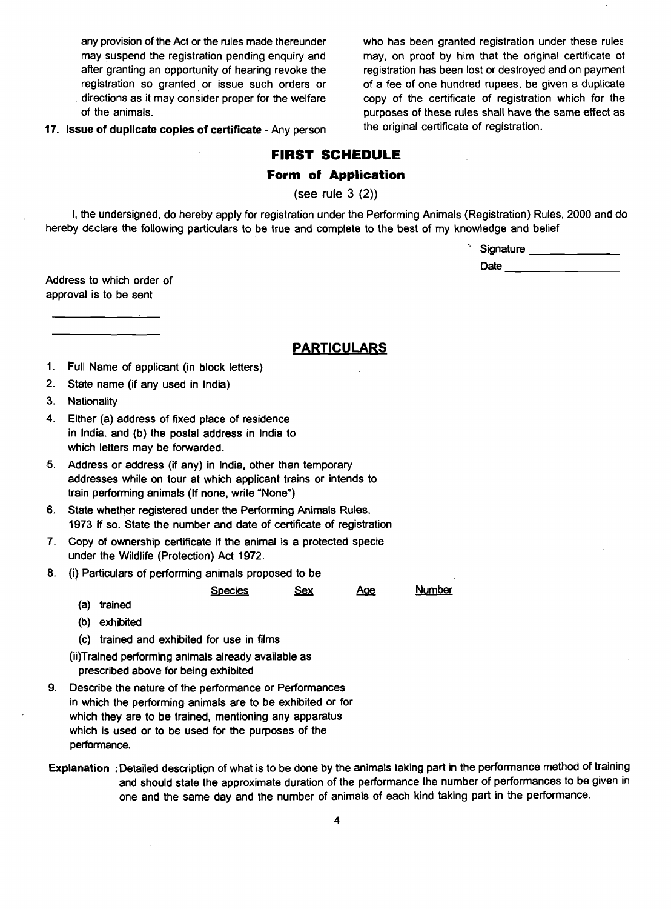any provision of the Act or the rules made thereunder may suspend the registration pending enquiry and after granting an opportunity of hearing revoke the registration so granted or issue such orders or directions as it may consider proper for the welfare of the animals.

**17. Issue of duplicate copies of certificate** - Any person who has been granted registration under these rules may, on proof by him that the original certificate of registration has been lost or destroyed and on payment of a fee of one hundred rupees, be given a duplicate copy of the certificate of registration which for the purposes of these rules shall have the same effect as the original certificate of registration.

## FIRST SCHEDULE

### Form of Application

(see rule 3 (2))

I, the undersigned, do hereby apply for registration under the Performing Animals (Registration) Rules, 2000 and do hereby declare the following particulars to be true and complete to the best of my knowledge and belief

Signature ______________

Date ______________

Address to which order of approval is to be sent

______________

______________

### PARTICULARS

1. Full Name of applicant (in block letters)
2. State name (if any used in India)
3. Nationality
4. Either (a) address of fixed place of residence in India. and (b) the postal address in India to which letters may be forwarded.
5. Address or address (if any) in India, other than temporary addresses while on tour at which applicant trains or intends to train performing animals (If none, write "None")
6. State whether registered under the Performing Animals Rules, 1973 If so. State the number and date of certificate of registration
7. Copy of ownership certificate if the animal is a protected specie under the Wildlife (Protection) Act 1972.
8. (i) Particulars of performing animals proposed to be

| | Species | Sex | Age | Number |
|---|---|---|---|---|
| (a) trained | | | | |
| (b) exhibited | | | | |
| (c) trained and exhibited for use in films | | | | |

   (ii)Trained performing animals already available as prescribed above for being exhibited
9. Describe the nature of the performance or Performances in which the performing animals are to be exhibited or for which they are to be trained, mentioning any apparatus which is used or to be used for the purposes of the performance.

**Explanation** :Detailed description of what is to be done by the animals taking part in the performance method of training and should state the approximate duration of the performance the number of performances to be given in one and the same day and the number of animals of each kind taking part in the performance.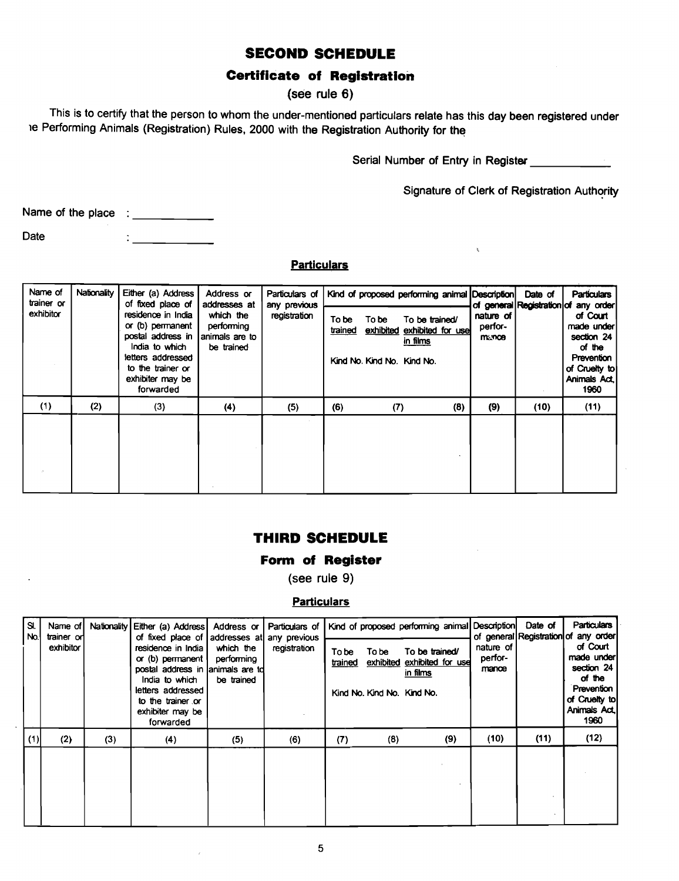## SECOND SCHEDULE

### Certificate of Registration

(see rule 6)

This is to certify that the person to whom the under-mentioned particulars relate has this day been registered under ıe Performing Animals (Registration) Rules, 2000 with the Registration Authority for the

Serial Number of Entry in Register ____________

Signature of Clerk of Registration Authority

Name of the place : ____________

Date : ____________

**Particulars**

| Name of trainer or exhibitor | Nationality | Either (a) Address of fixed place of residence in India or (b) permanent postal address in India to which letters addressed to the trainer or exhibiter may be forwarded | Address or addresses at which the performing animals are to be trained | Particulars of any previous registration | Kind of proposed performing animal | | | Description of general nature of performance | Date of Registration | Particulars of any order of Court made under section 24 of the Prevention of Cruelty to Animals Act, 1960 |
|---|---|---|---|---|---|---|---|---|---|---|
| | | | | | To be trained Kind No. | To be exhibited Kind No. | To be trained/ exhibited for use in films Kind No. | | | |
| (1) | (2) | (3) | (4) | (5) | (6) | (7) | (8) | (9) | (10) | (11) |
| | | | | | | | | | | |

## THIRD SCHEDULE

### Form of Register

(see rule 9)

**Particulars**

| Sl. No. | Name of trainer or exhibitor | Nationality | Either (a) Address of fixed place of residence in India or (b) permanent postal address in India to which letters addressed to the trainer or exhibiter may be forwarded | Address or addresses at which the performing animals are to be trained | Particulars of any previous registration | Kind of proposed performing animal | | | Description of general nature of performance | Date of Registration | Particulars of any order of Court made under section 24 of the Prevention of Cruelty to Animals Act, 1960 |
|---|---|---|---|---|---|---|---|---|---|---|---|
| | | | | | | To be trained Kind No. | To be exhibited Kind No. | To be trained/ exhibited for use in films Kind No. | | | |
| (1) | (2) | (3) | (4) | (5) | (6) | (7) | (8) | (9) | (10) | (11) | (12) |
| | | | | | | | | | | | |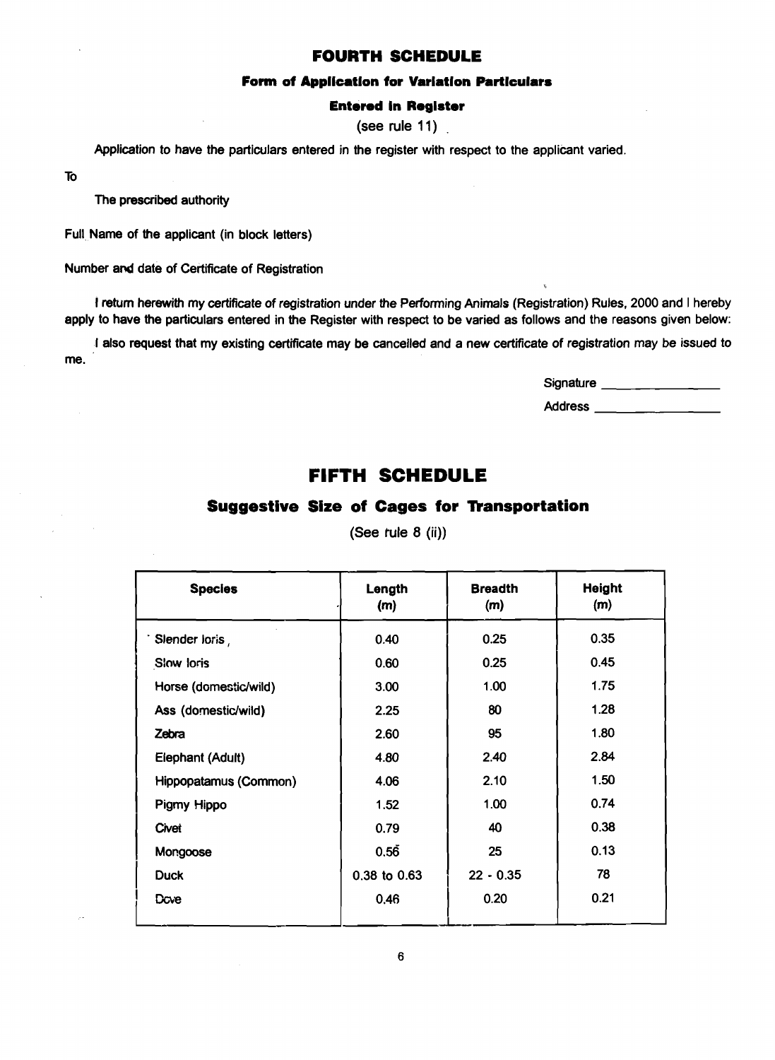# FOURTH SCHEDULE

### Form of Application for Variation Particulars

### Entered in Register

(see rule 11)

Application to have the particulars entered in the register with respect to the applicant varied.

To

The prescribed authority

Full Name of the applicant (in block letters)

Number and date of Certificate of Registration

I return herewith my certificate of registration under the Performing Animals (Registration) Rules, 2000 and I hereby apply to have the particulars entered in the Register with respect to be varied as follows and the reasons given below:

I also request that my existing certificate may be cancelled and a new certificate of registration may be issued to me.

Signature ________________

Address ________________

# FIFTH SCHEDULE

## Suggestive Size of Cages for Transportation

(See rule 8 (ii))

| Species | Length (m) | Breadth (m) | Height (m) |
|---|---|---|---|
| Slender loris, | 0.40 | 0.25 | 0.35 |
| Slow loris | 0.60 | 0.25 | 0.45 |
| Horse (domestic/wild) | 3.00 | 1.00 | 1.75 |
| Ass (domestic/wild) | 2.25 | 80 | 1.28 |
| Zebra | 2.60 | 95 | 1.80 |
| Elephant (Adult) | 4.80 | 2.40 | 2.84 |
| Hippopatamus (Common) | 4.06 | 2.10 | 1.50 |
| Pigmy Hippo | 1.52 | 1.00 | 0.74 |
| Civet | 0.79 | 40 | 0.38 |
| Mongoose | 0.56 | 25 | 0.13 |
| Duck | 0.38 to 0.63 | 22 - 0.35 | 78 |
| Dove | 0.46 | 0.20 | 0.21 |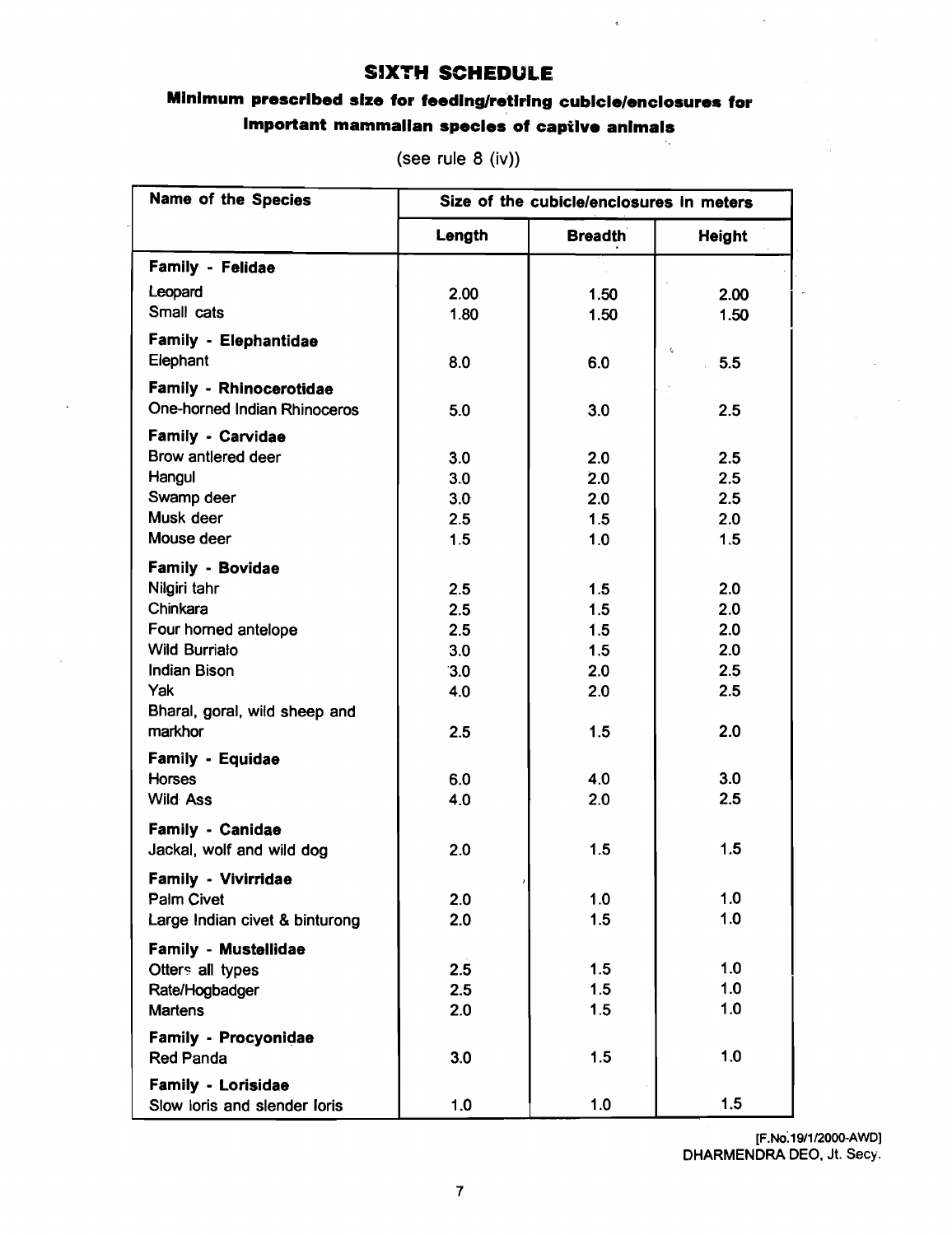## SIXTH SCHEDULE

### Minimum prescribed size for feeding/retiring cubicle/enclosures for important mammalian species of captive animals

(see rule 8 (iv))

| Name of the Species | Size of the cubicle/enclosures in meters | | |
|---|---|---|---|
| | Length | Breadth | Height |
| **Family - Felidae** | | | |
| Leopard | 2.00 | 1.50 | 2.00 |
| Small cats | 1.80 | 1.50 | 1.50 |
| **Family - Elephantidae** | | | |
| Elephant | 8.0 | 6.0 | 5.5 |
| **Family - Rhinocerotidae** | | | |
| One-horned Indian Rhinoceros | 5.0 | 3.0 | 2.5 |
| **Family - Carvidae** | | | |
| Brow antlered deer | 3.0 | 2.0 | 2.5 |
| Hangul | 3.0 | 2.0 | 2.5 |
| Swamp deer | 3.0 | 2.0 | 2.5 |
| Musk deer | 2.5 | 1.5 | 2.0 |
| Mouse deer | 1.5 | 1.0 | 1.5 |
| **Family - Bovidae** | | | |
| Nilgiri tahr | 2.5 | 1.5 | 2.0 |
| Chinkara | 2.5 | 1.5 | 2.0 |
| Four horned antelope | 2.5 | 1.5 | 2.0 |
| Wild Burrialo | 3.0 | 1.5 | 2.0 |
| Indian Bison | 3.0 | 2.0 | 2.5 |
| Yak | 4.0 | 2.0 | 2.5 |
| Bharal, goral, wild sheep and markhor | 2.5 | 1.5 | 2.0 |
| **Family - Equidae** | | | |
| Horses | 6.0 | 4.0 | 3.0 |
| Wild Ass | 4.0 | 2.0 | 2.5 |
| **Family - Canidae** | | | |
| Jackal, wolf and wild dog | 2.0 | 1.5 | 1.5 |
| **Family - Vivirridae** | | | |
| Palm Civet | 2.0 | 1.0 | 1.0 |
| Large Indian civet & binturong | 2.0 | 1.5 | 1.0 |
| **Family - Mustellidae** | | | |
| Otters all types | 2.5 | 1.5 | 1.0 |
| Rate/Hogbadger | 2.5 | 1.5 | 1.0 |
| Martens | 2.0 | 1.5 | 1.0 |
| **Family - Procyonidae** | | | |
| Red Panda | 3.0 | 1.5 | 1.0 |
| **Family - Lorisidae** | | | |
| Slow loris and slender loris | 1.0 | 1.0 | 1.5 |

[F.No.19/1/2000-AWD]
DHARMENDRA DEO, Jt. Secy.